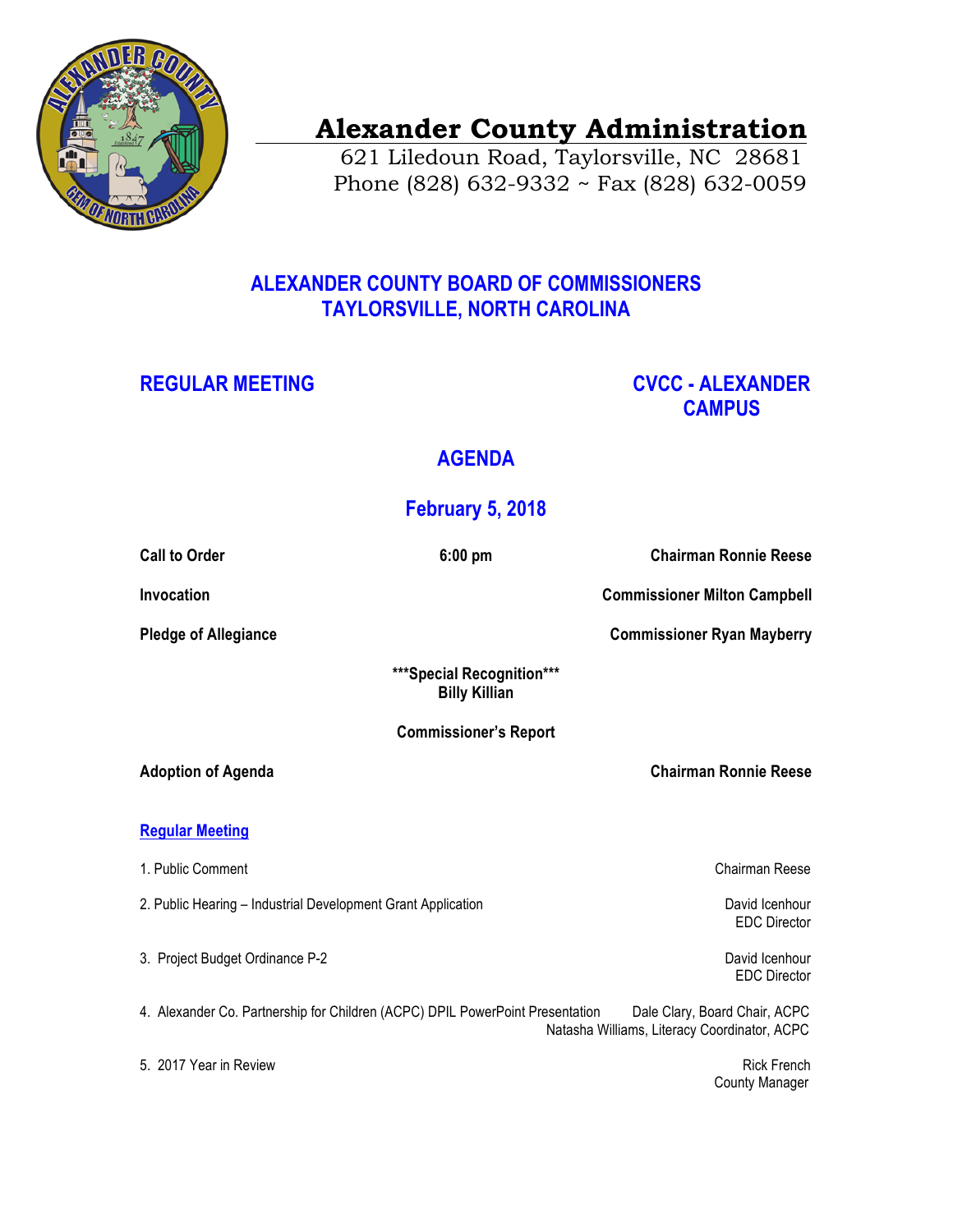# Alexander County Administration

621 Liledoun Road, Taylorsville, NC 28681
Phone (828) 632-9332 ~ Fax (828) 632-0059

## ALEXANDER COUNTY BOARD OF COMMISSIONERS
## TAYLORSVILLE, NORTH CAROLINA

**REGULAR MEETING** — **CVCC - ALEXANDER CAMPUS**

## AGENDA

## February 5, 2018

**Call to Order** — **6:00 pm** — **Chairman Ronnie Reese**

**Invocation** — **Commissioner Milton Campbell**

**Pledge of Allegiance** — **Commissioner Ryan Mayberry**

**\*\*\*Special Recognition\*\*\***
**Billy Killian**

**Commissioner's Report**

**Adoption of Agenda** — **Chairman Ronnie Reese**

### Regular Meeting

1. Public Comment — Chairman Reese

2. Public Hearing – Industrial Development Grant Application — David Icenhour, EDC Director

3. Project Budget Ordinance P-2 — David Icenhour, EDC Director

4. Alexander Co. Partnership for Children (ACPC) DPIL PowerPoint Presentation — Dale Clary, Board Chair, ACPC; Natasha Williams, Literacy Coordinator, ACPC

5. 2017 Year in Review — Rick French, County Manager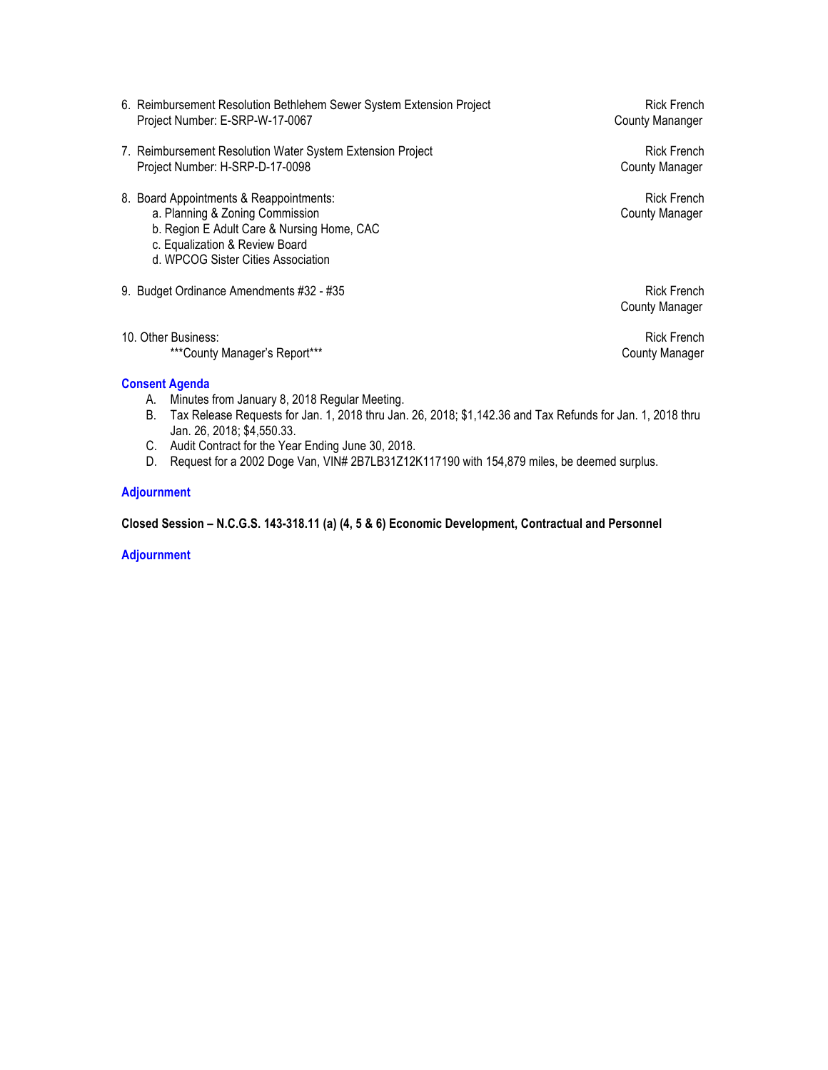6. Reimbursement Resolution Bethlehem Sewer System Extension Project
   Project Number: E-SRP-W-17-0067 — Rick French, County Manager

7. Reimbursement Resolution Water System Extension Project
   Project Number: H-SRP-D-17-0098 — Rick French, County Manager

8. Board Appointments & Reappointments: — Rick French, County Manager
   a. Planning & Zoning Commission
   b. Region E Adult Care & Nursing Home, CAC
   c. Equalization & Review Board
   d. WPCOG Sister Cities Association

9. Budget Ordinance Amendments #32 - #35 — Rick French, County Manager

10. Other Business: — Rick French, County Manager
    ***County Manager's Report***

## Consent Agenda

A. Minutes from January 8, 2018 Regular Meeting.
B. Tax Release Requests for Jan. 1, 2018 thru Jan. 26, 2018; $1,142.36 and Tax Refunds for Jan. 1, 2018 thru Jan. 26, 2018; $4,550.33.
C. Audit Contract for the Year Ending June 30, 2018.
D. Request for a 2002 Doge Van, VIN# 2B7LB31Z12K117190 with 154,879 miles, be deemed surplus.

## Adjournment

**Closed Session – N.C.G.S. 143-318.11 (a) (4, 5 & 6) Economic Development, Contractual and Personnel**

## Adjournment